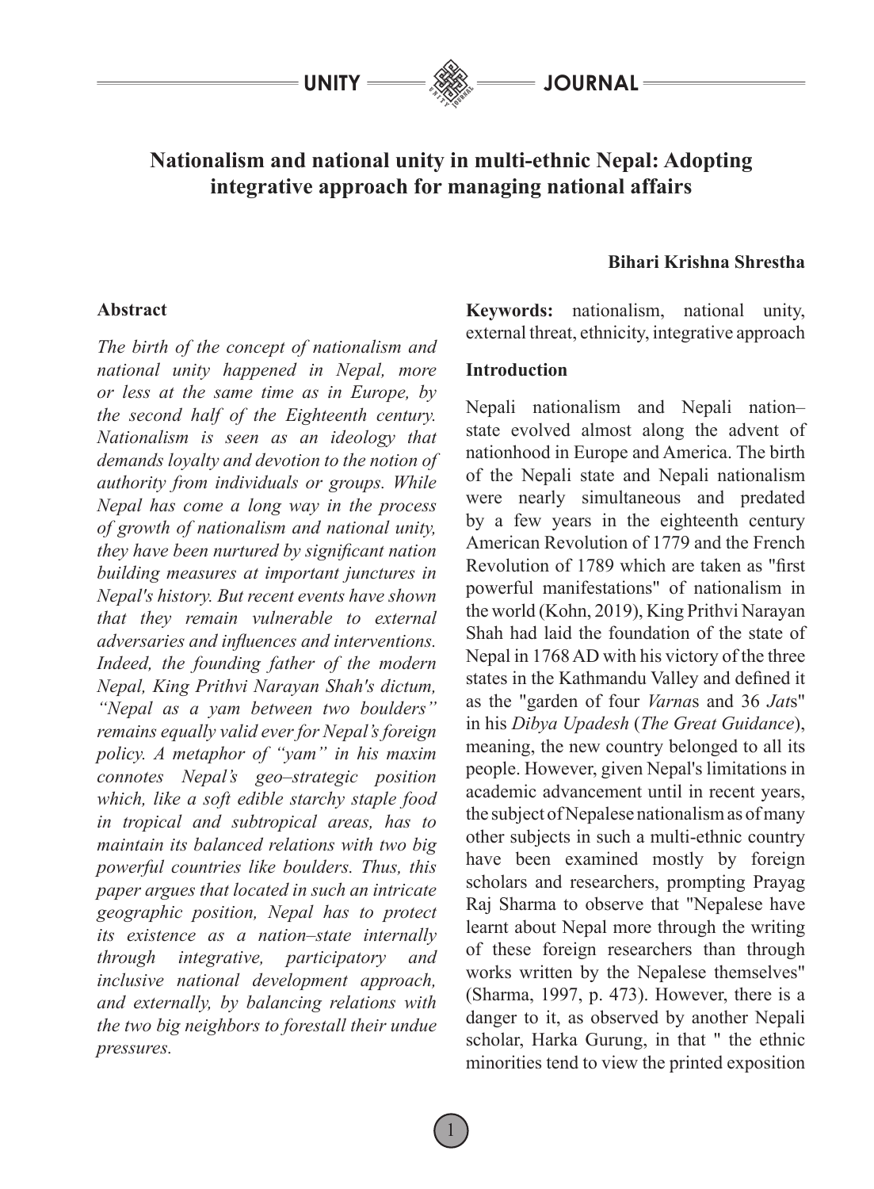# Nationalism and national unity in multi-ethnic Nepal: Adopting integrative approach for managing national affairs

**Bihari Krishna Shrestha**

## Abstract

*The birth of the concept of nationalism and national unity happened in Nepal, more or less at the same time as in Europe, by the second half of the Eighteenth century. Nationalism is seen as an ideology that demands loyalty and devotion to the notion of authority from individuals or groups. While Nepal has come a long way in the process of growth of nationalism and national unity, they have been nurtured by significant nation building measures at important junctures in Nepal's history. But recent events have shown that they remain vulnerable to external adversaries and influences and interventions. Indeed, the founding father of the modern Nepal, King Prithvi Narayan Shah's dictum, "Nepal as a yam between two boulders" remains equally valid ever for Nepal's foreign policy. A metaphor of "yam" in his maxim connotes Nepal's geo–strategic position which, like a soft edible starchy staple food in tropical and subtropical areas, has to maintain its balanced relations with two big powerful countries like boulders. Thus, this paper argues that located in such an intricate geographic position, Nepal has to protect its existence as a nation–state internally through integrative, participatory and inclusive national development approach, and externally, by balancing relations with the two big neighbors to forestall their undue pressures.*

**Keywords:** nationalism, national unity, external threat, ethnicity, integrative approach

## Introduction

Nepali nationalism and Nepali nation–state evolved almost along the advent of nationhood in Europe and America. The birth of the Nepali state and Nepali nationalism were nearly simultaneous and predated by a few years in the eighteenth century American Revolution of 1779 and the French Revolution of 1789 which are taken as "first powerful manifestations" of nationalism in the world (Kohn, 2019), King Prithvi Narayan Shah had laid the foundation of the state of Nepal in 1768 AD with his victory of the three states in the Kathmandu Valley and defined it as the "garden of four *Varna*s and 36 *Jat*s" in his *Dibya Upadesh* (*The Great Guidance*), meaning, the new country belonged to all its people. However, given Nepal's limitations in academic advancement until in recent years, the subject of Nepalese nationalism as of many other subjects in such a multi-ethnic country have been examined mostly by foreign scholars and researchers, prompting Prayag Raj Sharma to observe that "Nepalese have learnt about Nepal more through the writing of these foreign researchers than through works written by the Nepalese themselves" (Sharma, 1997, p. 473). However, there is a danger to it, as observed by another Nepali scholar, Harka Gurung, in that " the ethnic minorities tend to view the printed exposition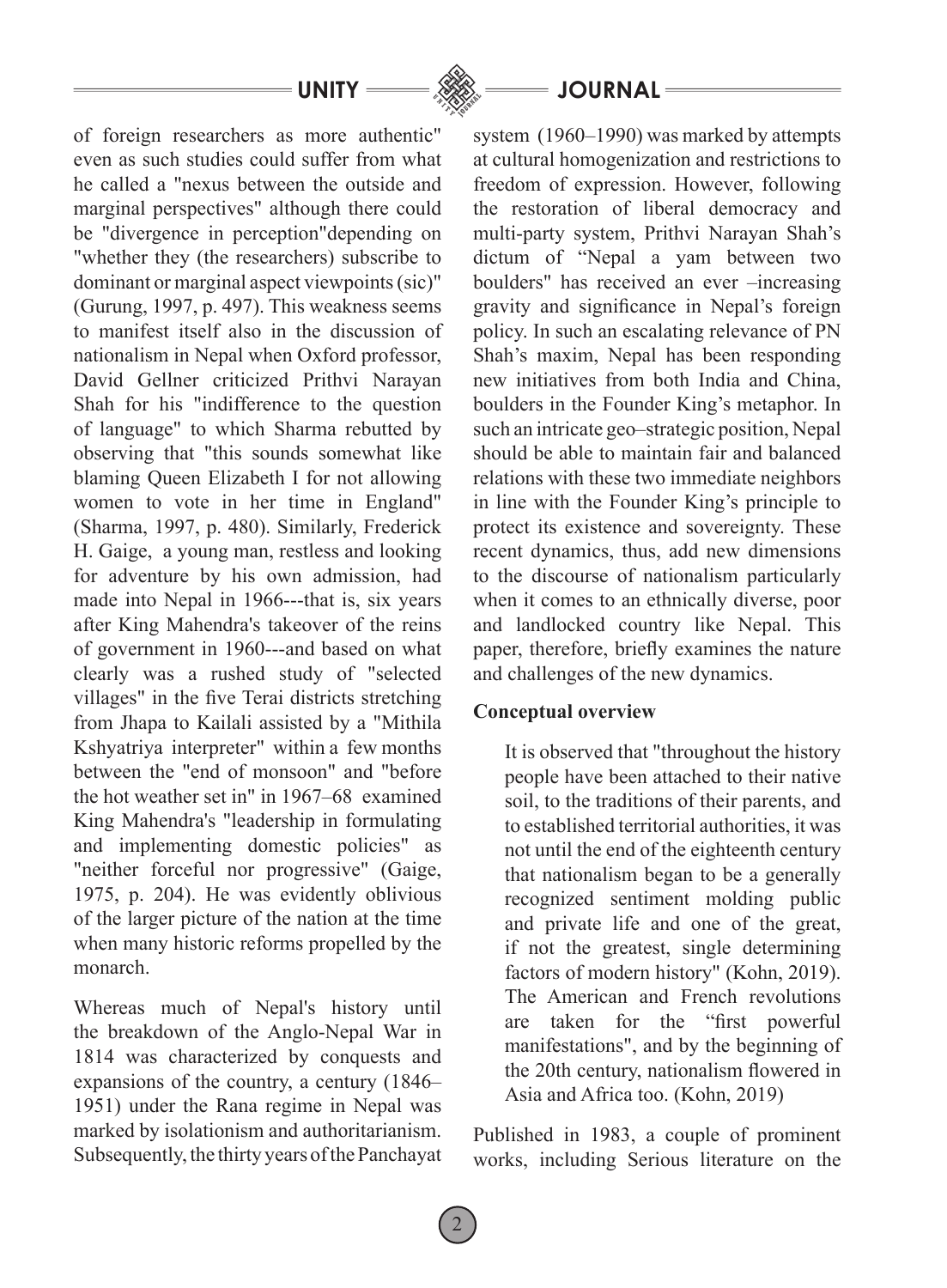of foreign researchers as more authentic" even as such studies could suffer from what he called a "nexus between the outside and marginal perspectives" although there could be "divergence in perception"depending on "whether they (the researchers) subscribe to dominant or marginal aspect viewpoints (sic)" (Gurung, 1997, p. 497). This weakness seems to manifest itself also in the discussion of nationalism in Nepal when Oxford professor, David Gellner criticized Prithvi Narayan Shah for his "indifference to the question of language" to which Sharma rebutted by observing that "this sounds somewhat like blaming Queen Elizabeth I for not allowing women to vote in her time in England" (Sharma, 1997, p. 480). Similarly, Frederick H. Gaige, a young man, restless and looking for adventure by his own admission, had made into Nepal in 1966---that is, six years after King Mahendra's takeover of the reins of government in 1960---and based on what clearly was a rushed study of "selected villages" in the five Terai districts stretching from Jhapa to Kailali assisted by a "Mithila Kshyatriya interpreter" within a few months between the "end of monsoon" and "before the hot weather set in" in 1967–68 examined King Mahendra's "leadership in formulating and implementing domestic policies" as "neither forceful nor progressive" (Gaige, 1975, p. 204). He was evidently oblivious of the larger picture of the nation at the time when many historic reforms propelled by the monarch.

Whereas much of Nepal's history until the breakdown of the Anglo-Nepal War in 1814 was characterized by conquests and expansions of the country, a century (1846–1951) under the Rana regime in Nepal was marked by isolationism and authoritarianism. Subsequently, the thirty years of the Panchayat system (1960–1990) was marked by attempts at cultural homogenization and restrictions to freedom of expression. However, following the restoration of liberal democracy and multi-party system, Prithvi Narayan Shah's dictum of "Nepal a yam between two boulders" has received an ever –increasing gravity and significance in Nepal's foreign policy. In such an escalating relevance of PN Shah's maxim, Nepal has been responding new initiatives from both India and China, boulders in the Founder King's metaphor. In such an intricate geo–strategic position, Nepal should be able to maintain fair and balanced relations with these two immediate neighbors in line with the Founder King's principle to protect its existence and sovereignty. These recent dynamics, thus, add new dimensions to the discourse of nationalism particularly when it comes to an ethnically diverse, poor and landlocked country like Nepal. This paper, therefore, briefly examines the nature and challenges of the new dynamics.

**Conceptual overview**

> It is observed that "throughout the history people have been attached to their native soil, to the traditions of their parents, and to established territorial authorities, it was not until the end of the eighteenth century that nationalism began to be a generally recognized sentiment molding public and private life and one of the great, if not the greatest, single determining factors of modern history" (Kohn, 2019). The American and French revolutions are taken for the "first powerful manifestations", and by the beginning of the 20th century, nationalism flowered in Asia and Africa too. (Kohn, 2019)

Published in 1983, a couple of prominent works, including Serious literature on the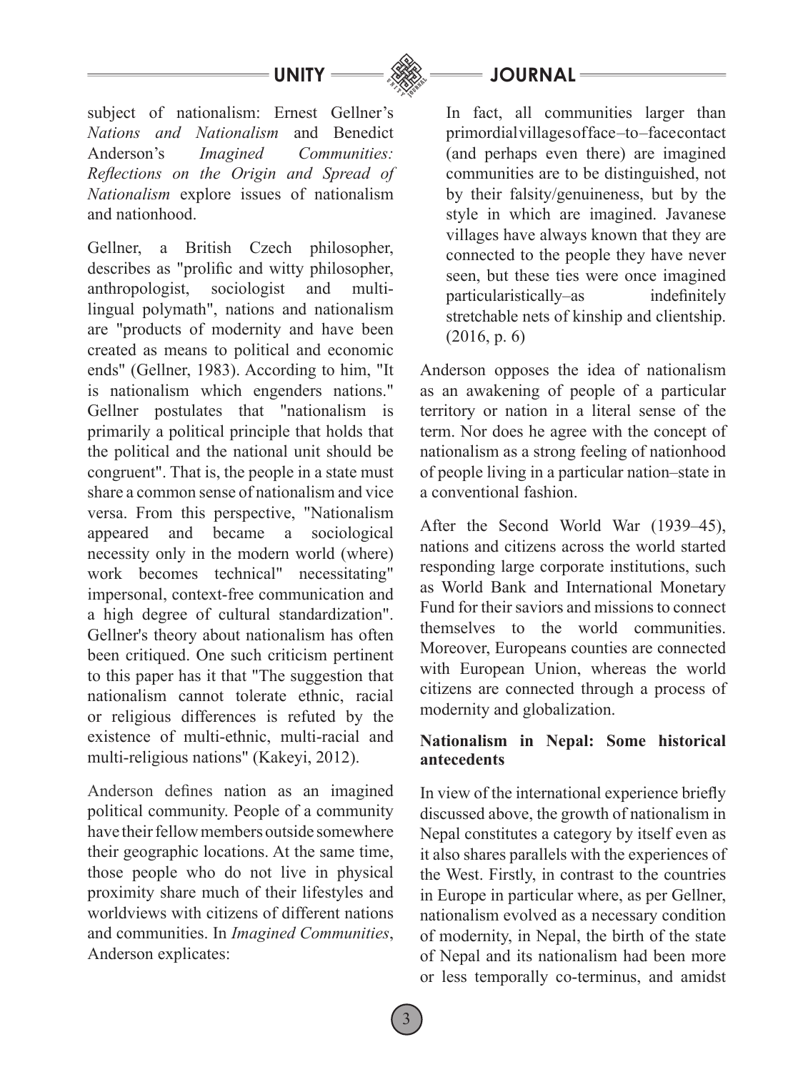subject of nationalism: Ernest Gellner's *Nations and Nationalism* and Benedict Anderson's *Imagined Communities: Reflections on the Origin and Spread of Nationalism* explore issues of nationalism and nationhood.

Gellner, a British Czech philosopher, describes as "prolific and witty philosopher, anthropologist, sociologist and multi-lingual polymath", nations and nationalism are "products of modernity and have been created as means to political and economic ends" (Gellner, 1983). According to him, "It is nationalism which engenders nations." Gellner postulates that "nationalism is primarily a political principle that holds that the political and the national unit should be congruent". That is, the people in a state must share a common sense of nationalism and vice versa. From this perspective, "Nationalism appeared and became a sociological necessity only in the modern world (where) work becomes technical" necessitating" impersonal, context-free communication and a high degree of cultural standardization". Gellner's theory about nationalism has often been critiqued. One such criticism pertinent to this paper has it that "The suggestion that nationalism cannot tolerate ethnic, racial or religious differences is refuted by the existence of multi-ethnic, multi-racial and multi-religious nations" (Kakeyi, 2012).

Anderson defines nation as an imagined political community. People of a community have their fellow members outside somewhere their geographic locations. At the same time, those people who do not live in physical proximity share much of their lifestyles and worldviews with citizens of different nations and communities. In *Imagined Communities*, Anderson explicates:

> In fact, all communities larger than primordial villages of face–to–face contact (and perhaps even there) are imagined communities are to be distinguished, not by their falsity/genuineness, but by the style in which are imagined. Javanese villages have always known that they are connected to the people they have never seen, but these ties were once imagined particularistically–as indefinitely stretchable nets of kinship and clientship. (2016, p. 6)

Anderson opposes the idea of nationalism as an awakening of people of a particular territory or nation in a literal sense of the term. Nor does he agree with the concept of nationalism as a strong feeling of nationhood of people living in a particular nation–state in a conventional fashion.

After the Second World War (1939–45), nations and citizens across the world started responding large corporate institutions, such as World Bank and International Monetary Fund for their saviors and missions to connect themselves to the world communities. Moreover, Europeans counties are connected with European Union, whereas the world citizens are connected through a process of modernity and globalization.

**Nationalism in Nepal: Some historical antecedents**

In view of the international experience briefly discussed above, the growth of nationalism in Nepal constitutes a category by itself even as it also shares parallels with the experiences of the West. Firstly, in contrast to the countries in Europe in particular where, as per Gellner, nationalism evolved as a necessary condition of modernity, in Nepal, the birth of the state of Nepal and its nationalism had been more or less temporally co-terminus, and amidst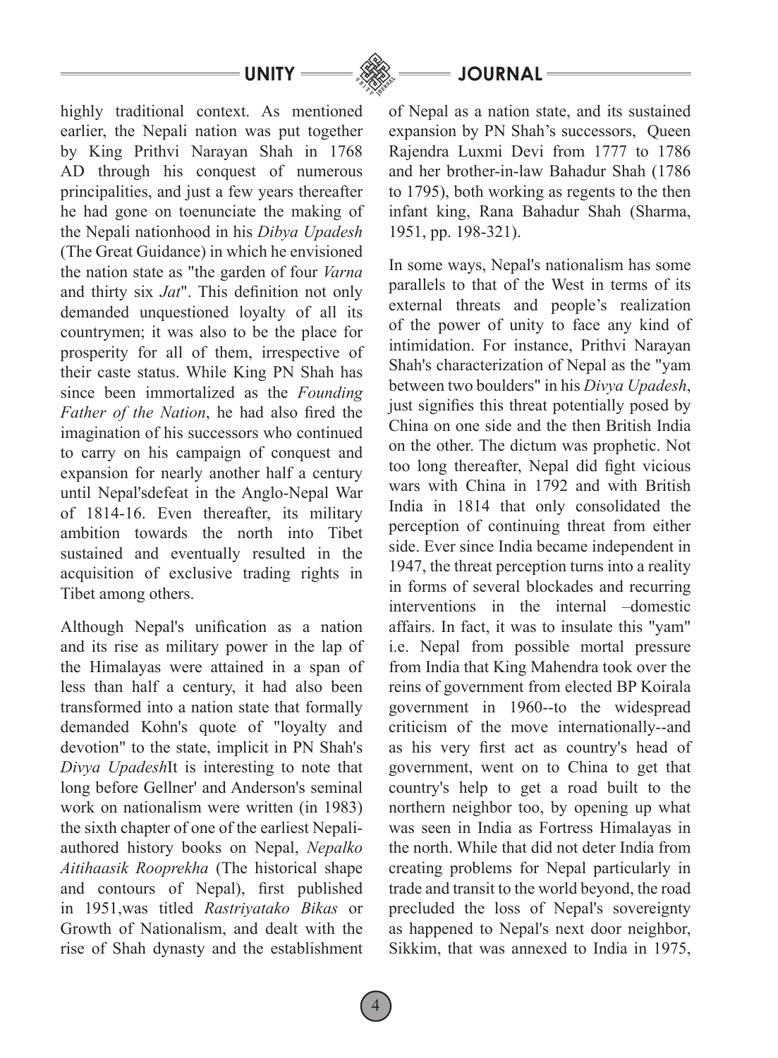highly traditional context. As mentioned earlier, the Nepali nation was put together by King Prithvi Narayan Shah in 1768 AD through his conquest of numerous principalities, and just a few years thereafter he had gone on toenunciate the making of the Nepali nationhood in his *Dibya Upadesh* (The Great Guidance) in which he envisioned the nation state as "the garden of four *Varna* and thirty six *Jat*". This definition not only demanded unquestioned loyalty of all its countrymen; it was also to be the place for prosperity for all of them, irrespective of their caste status. While King PN Shah has since been immortalized as the *Founding Father of the Nation*, he had also fired the imagination of his successors who continued to carry on his campaign of conquest and expansion for nearly another half a century until Nepal'sdefeat in the Anglo-Nepal War of 1814-16. Even thereafter, its military ambition towards the north into Tibet sustained and eventually resulted in the acquisition of exclusive trading rights in Tibet among others.

Although Nepal's unification as a nation and its rise as military power in the lap of the Himalayas were attained in a span of less than half a century, it had also been transformed into a nation state that formally demanded Kohn's quote of "loyalty and devotion" to the state, implicit in PN Shah's *Divya Upadesh*It is interesting to note that long before Gellner' and Anderson's seminal work on nationalism were written (in 1983) the sixth chapter of one of the earliest Nepali-authored history books on Nepal, *Nepalko Aitihaasik Rooprekha* (The historical shape and contours of Nepal), first published in 1951,was titled *Rastriyatako Bikas* or Growth of Nationalism, and dealt with the rise of Shah dynasty and the establishment of Nepal as a nation state, and its sustained expansion by PN Shah's successors, Queen Rajendra Luxmi Devi from 1777 to 1786 and her brother-in-law Bahadur Shah (1786 to 1795), both working as regents to the then infant king, Rana Bahadur Shah (Sharma, 1951, pp. 198-321).

In some ways, Nepal's nationalism has some parallels to that of the West in terms of its external threats and people's realization of the power of unity to face any kind of intimidation. For instance, Prithvi Narayan Shah's characterization of Nepal as the "yam between two boulders" in his *Divya Upadesh*, just signifies this threat potentially posed by China on one side and the then British India on the other. The dictum was prophetic. Not too long thereafter, Nepal did fight vicious wars with China in 1792 and with British India in 1814 that only consolidated the perception of continuing threat from either side. Ever since India became independent in 1947, the threat perception turns into a reality in forms of several blockades and recurring interventions in the internal –domestic affairs. In fact, it was to insulate this "yam" i.e. Nepal from possible mortal pressure from India that King Mahendra took over the reins of government from elected BP Koirala government in 1960--to the widespread criticism of the move internationally--and as his very first act as country's head of government, went on to China to get that country's help to get a road built to the northern neighbor too, by opening up what was seen in India as Fortress Himalayas in the north. While that did not deter India from creating problems for Nepal particularly in trade and transit to the world beyond, the road precluded the loss of Nepal's sovereignty as happened to Nepal's next door neighbor, Sikkim, that was annexed to India in 1975,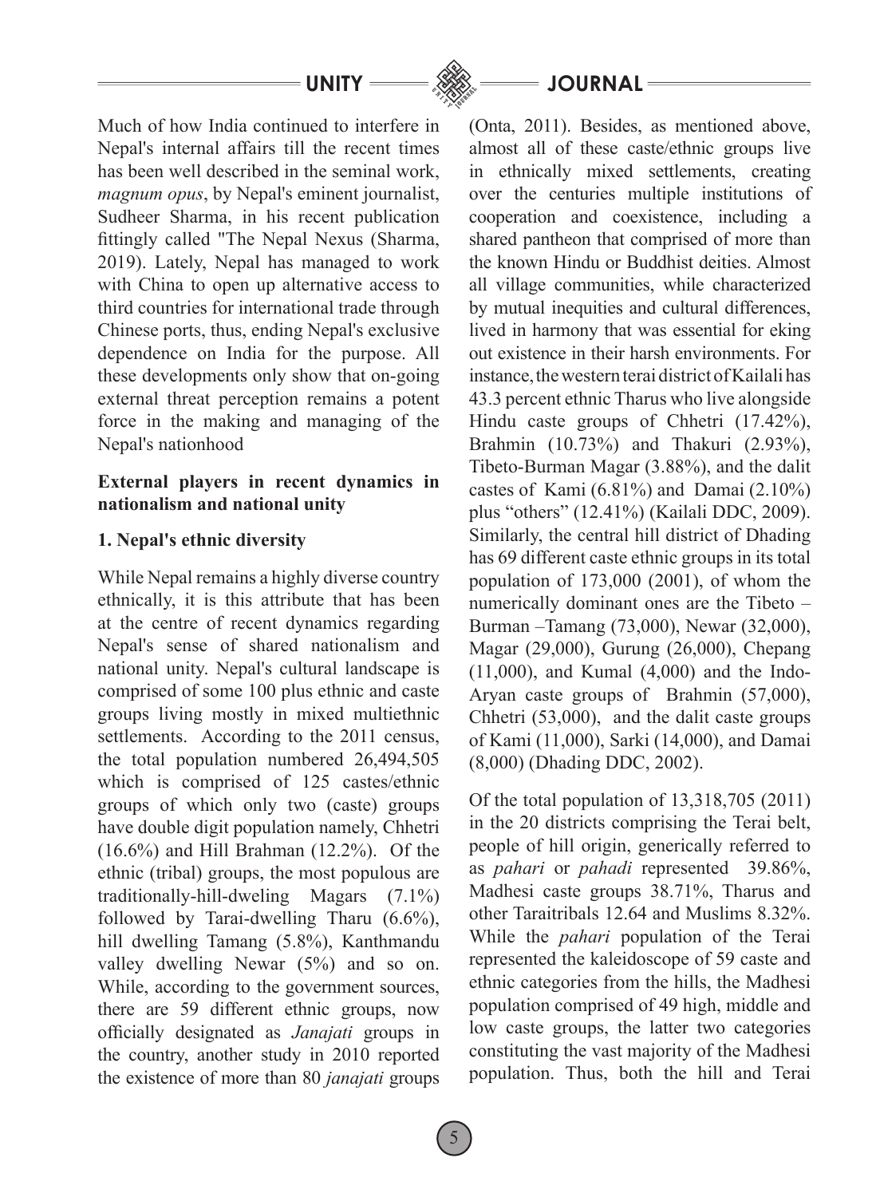Much of how India continued to interfere in Nepal's internal affairs till the recent times has been well described in the seminal work, *magnum opus*, by Nepal's eminent journalist, Sudheer Sharma, in his recent publication fittingly called "The Nepal Nexus (Sharma, 2019). Lately, Nepal has managed to work with China to open up alternative access to third countries for international trade through Chinese ports, thus, ending Nepal's exclusive dependence on India for the purpose. All these developments only show that on-going external threat perception remains a potent force in the making and managing of the Nepal's nationhood

**External players in recent dynamics in nationalism and national unity**

**1. Nepal's ethnic diversity**

While Nepal remains a highly diverse country ethnically, it is this attribute that has been at the centre of recent dynamics regarding Nepal's sense of shared nationalism and national unity. Nepal's cultural landscape is comprised of some 100 plus ethnic and caste groups living mostly in mixed multiethnic settlements. According to the 2011 census, the total population numbered 26,494,505 which is comprised of 125 castes/ethnic groups of which only two (caste) groups have double digit population namely, Chhetri (16.6%) and Hill Brahman (12.2%). Of the ethnic (tribal) groups, the most populous are traditionally-hill-dweling Magars (7.1%) followed by Tarai-dwelling Tharu (6.6%), hill dwelling Tamang (5.8%), Kanthmandu valley dwelling Newar (5%) and so on. While, according to the government sources, there are 59 different ethnic groups, now officially designated as *Janajati* groups in the country, another study in 2010 reported the existence of more than 80 *janajati* groups (Onta, 2011). Besides, as mentioned above, almost all of these caste/ethnic groups live in ethnically mixed settlements, creating over the centuries multiple institutions of cooperation and coexistence, including a shared pantheon that comprised of more than the known Hindu or Buddhist deities. Almost all village communities, while characterized by mutual inequities and cultural differences, lived in harmony that was essential for eking out existence in their harsh environments. For instance, the western terai district of Kailali has 43.3 percent ethnic Tharus who live alongside Hindu caste groups of Chhetri (17.42%), Brahmin (10.73%) and Thakuri (2.93%), Tibeto-Burman Magar (3.88%), and the dalit castes of Kami (6.81%) and Damai (2.10%) plus "others" (12.41%) (Kailali DDC, 2009). Similarly, the central hill district of Dhading has 69 different caste ethnic groups in its total population of 173,000 (2001), of whom the numerically dominant ones are the Tibeto – Burman –Tamang (73,000), Newar (32,000), Magar (29,000), Gurung (26,000), Chepang (11,000), and Kumal (4,000) and the Indo-Aryan caste groups of Brahmin (57,000), Chhetri (53,000), and the dalit caste groups of Kami (11,000), Sarki (14,000), and Damai (8,000) (Dhading DDC, 2002).

Of the total population of 13,318,705 (2011) in the 20 districts comprising the Terai belt, people of hill origin, generically referred to as *pahari* or *pahadi* represented 39.86%, Madhesi caste groups 38.71%, Tharus and other Taraitribals 12.64 and Muslims 8.32%. While the *pahari* population of the Terai represented the kaleidoscope of 59 caste and ethnic categories from the hills, the Madhesi population comprised of 49 high, middle and low caste groups, the latter two categories constituting the vast majority of the Madhesi population. Thus, both the hill and Terai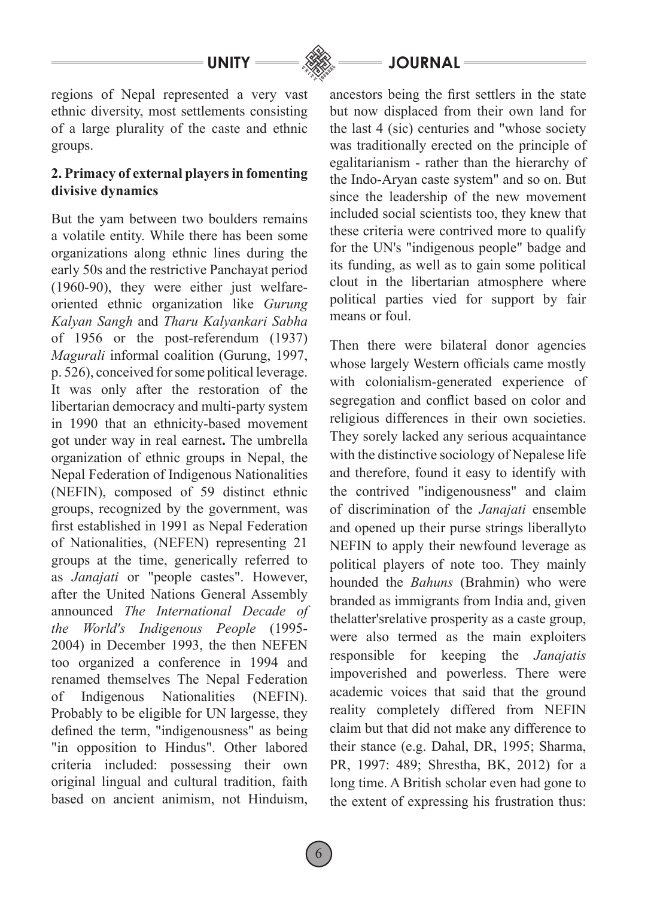regions of Nepal represented a very vast ethnic diversity, most settlements consisting of a large plurality of the caste and ethnic groups.

**2. Primacy of external players in fomenting divisive dynamics**

But the yam between two boulders remains a volatile entity. While there has been some organizations along ethnic lines during the early 50s and the restrictive Panchayat period (1960-90), they were either just welfare-oriented ethnic organization like *Gurung Kalyan Sangh* and *Tharu Kalyankari Sabha* of 1956 or the post-referendum (1937) *Magurali* informal coalition (Gurung, 1997, p. 526), conceived for some political leverage. It was only after the restoration of the libertarian democracy and multi-party system in 1990 that an ethnicity-based movement got under way in real earnest**.** The umbrella organization of ethnic groups in Nepal, the Nepal Federation of Indigenous Nationalities (NEFIN), composed of 59 distinct ethnic groups, recognized by the government, was first established in 1991 as Nepal Federation of Nationalities, (NEFEN) representing 21 groups at the time, generically referred to as *Janajati* or "people castes". However, after the United Nations General Assembly announced *The International Decade of the World's Indigenous People* (1995-2004) in December 1993, the then NEFEN too organized a conference in 1994 and renamed themselves The Nepal Federation of Indigenous Nationalities (NEFIN). Probably to be eligible for UN largesse, they defined the term, "indigenousness" as being "in opposition to Hindus". Other labored criteria included: possessing their own original lingual and cultural tradition, faith based on ancient animism, not Hinduism, ancestors being the first settlers in the state but now displaced from their own land for the last 4 (sic) centuries and "whose society was traditionally erected on the principle of egalitarianism - rather than the hierarchy of the Indo-Aryan caste system" and so on. But since the leadership of the new movement included social scientists too, they knew that these criteria were contrived more to qualify for the UN's "indigenous people" badge and its funding, as well as to gain some political clout in the libertarian atmosphere where political parties vied for support by fair means or foul.

Then there were bilateral donor agencies whose largely Western officials came mostly with colonialism-generated experience of segregation and conflict based on color and religious differences in their own societies. They sorely lacked any serious acquaintance with the distinctive sociology of Nepalese life and therefore, found it easy to identify with the contrived "indigenousness" and claim of discrimination of the *Janajati* ensemble and opened up their purse strings liberallyto NEFIN to apply their newfound leverage as political players of note too. They mainly hounded the *Bahuns* (Brahmin) who were branded as immigrants from India and, given thelatter'srelative prosperity as a caste group, were also termed as the main exploiters responsible for keeping the *Janajatis* impoverished and powerless. There were academic voices that said that the ground reality completely differed from NEFIN claim but that did not make any difference to their stance (e.g. Dahal, DR, 1995; Sharma, PR, 1997: 489; Shrestha, BK, 2012) for a long time. A British scholar even had gone to the extent of expressing his frustration thus: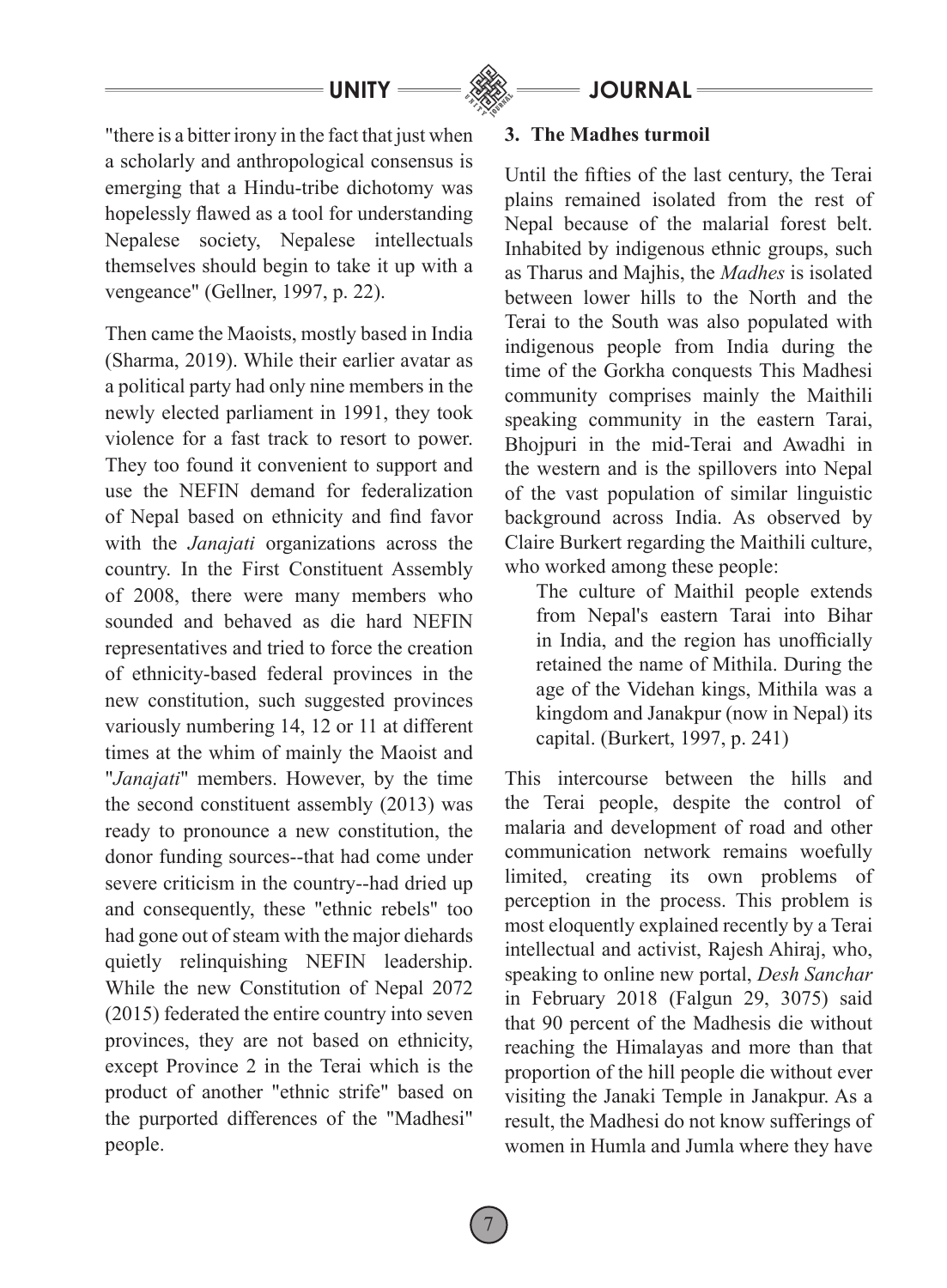"there is a bitter irony in the fact that just when a scholarly and anthropological consensus is emerging that a Hindu-tribe dichotomy was hopelessly flawed as a tool for understanding Nepalese society, Nepalese intellectuals themselves should begin to take it up with a vengeance" (Gellner, 1997, p. 22).

Then came the Maoists, mostly based in India (Sharma, 2019). While their earlier avatar as a political party had only nine members in the newly elected parliament in 1991, they took violence for a fast track to resort to power. They too found it convenient to support and use the NEFIN demand for federalization of Nepal based on ethnicity and find favor with the *Janajati* organizations across the country. In the First Constituent Assembly of 2008, there were many members who sounded and behaved as die hard NEFIN representatives and tried to force the creation of ethnicity-based federal provinces in the new constitution, such suggested provinces variously numbering 14, 12 or 11 at different times at the whim of mainly the Maoist and "*Janajati*" members. However, by the time the second constituent assembly (2013) was ready to pronounce a new constitution, the donor funding sources--that had come under severe criticism in the country--had dried up and consequently, these "ethnic rebels" too had gone out of steam with the major diehards quietly relinquishing NEFIN leadership. While the new Constitution of Nepal 2072 (2015) federated the entire country into seven provinces, they are not based on ethnicity, except Province 2 in the Terai which is the product of another "ethnic strife" based on the purported differences of the "Madhesi" people.

## 3. The Madhes turmoil

Until the fifties of the last century, the Terai plains remained isolated from the rest of Nepal because of the malarial forest belt. Inhabited by indigenous ethnic groups, such as Tharus and Majhis, the *Madhes* is isolated between lower hills to the North and the Terai to the South was also populated with indigenous people from India during the time of the Gorkha conquests This Madhesi community comprises mainly the Maithili speaking community in the eastern Tarai, Bhojpuri in the mid-Terai and Awadhi in the western and is the spillovers into Nepal of the vast population of similar linguistic background across India. As observed by Claire Burkert regarding the Maithili culture, who worked among these people:

> The culture of Maithil people extends from Nepal's eastern Tarai into Bihar in India, and the region has unofficially retained the name of Mithila. During the age of the Videhan kings, Mithila was a kingdom and Janakpur (now in Nepal) its capital. (Burkert, 1997, p. 241)

This intercourse between the hills and the Terai people, despite the control of malaria and development of road and other communication network remains woefully limited, creating its own problems of perception in the process. This problem is most eloquently explained recently by a Terai intellectual and activist, Rajesh Ahiraj, who, speaking to online new portal, *Desh Sanchar* in February 2018 (Falgun 29, 3075) said that 90 percent of the Madhesis die without reaching the Himalayas and more than that proportion of the hill people die without ever visiting the Janaki Temple in Janakpur. As a result, the Madhesi do not know sufferings of women in Humla and Jumla where they have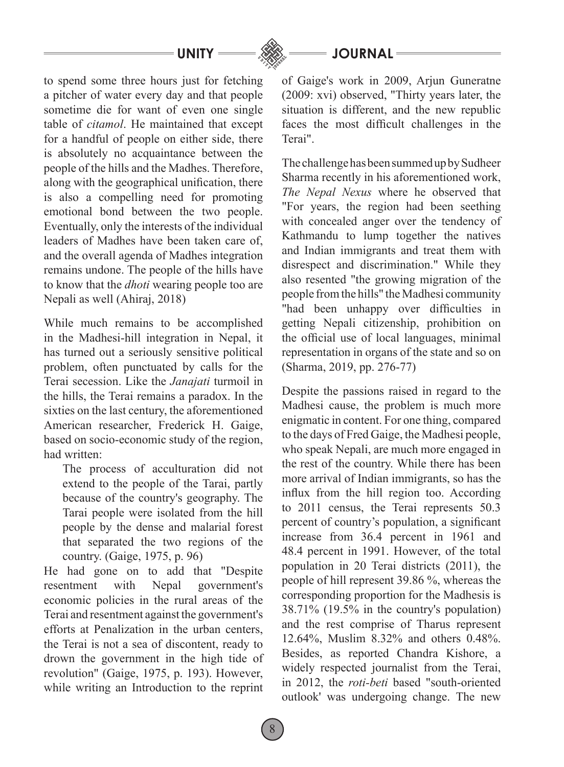to spend some three hours just for fetching a pitcher of water every day and that people sometime die for want of even one single table of *citamol*. He maintained that except for a handful of people on either side, there is absolutely no acquaintance between the people of the hills and the Madhes. Therefore, along with the geographical unification, there is also a compelling need for promoting emotional bond between the two people. Eventually, only the interests of the individual leaders of Madhes have been taken care of, and the overall agenda of Madhes integration remains undone. The people of the hills have to know that the *dhoti* wearing people too are Nepali as well (Ahiraj, 2018)

While much remains to be accomplished in the Madhesi-hill integration in Nepal, it has turned out a seriously sensitive political problem, often punctuated by calls for the Terai secession. Like the *Janajati* turmoil in the hills, the Terai remains a paradox. In the sixties on the last century, the aforementioned American researcher, Frederick H. Gaige, based on socio-economic study of the region, had written:

> The process of acculturation did not extend to the people of the Tarai, partly because of the country's geography. The Tarai people were isolated from the hill people by the dense and malarial forest that separated the two regions of the country. (Gaige, 1975, p. 96)

He had gone on to add that "Despite resentment with Nepal government's economic policies in the rural areas of the Terai and resentment against the government's efforts at Penalization in the urban centers, the Terai is not a sea of discontent, ready to drown the government in the high tide of revolution" (Gaige, 1975, p. 193). However, while writing an Introduction to the reprint of Gaige's work in 2009, Arjun Guneratne (2009: xvi) observed, "Thirty years later, the situation is different, and the new republic faces the most difficult challenges in the Terai".

The challenge has been summed up by Sudheer Sharma recently in his aforementioned work, *The Nepal Nexus* where he observed that "For years, the region had been seething with concealed anger over the tendency of Kathmandu to lump together the natives and Indian immigrants and treat them with disrespect and discrimination." While they also resented "the growing migration of the people from the hills" the Madhesi community "had been unhappy over difficulties in getting Nepali citizenship, prohibition on the official use of local languages, minimal representation in organs of the state and so on (Sharma, 2019, pp. 276-77)

Despite the passions raised in regard to the Madhesi cause, the problem is much more enigmatic in content. For one thing, compared to the days of Fred Gaige, the Madhesi people, who speak Nepali, are much more engaged in the rest of the country. While there has been more arrival of Indian immigrants, so has the influx from the hill region too. According to 2011 census, the Terai represents 50.3 percent of country's population, a significant increase from 36.4 percent in 1961 and 48.4 percent in 1991. However, of the total population in 20 Terai districts (2011), the people of hill represent 39.86 %, whereas the corresponding proportion for the Madhesis is 38.71% (19.5% in the country's population) and the rest comprise of Tharus represent 12.64%, Muslim 8.32% and others 0.48%. Besides, as reported Chandra Kishore, a widely respected journalist from the Terai, in 2012, the *roti-beti* based "south-oriented outlook' was undergoing change. The new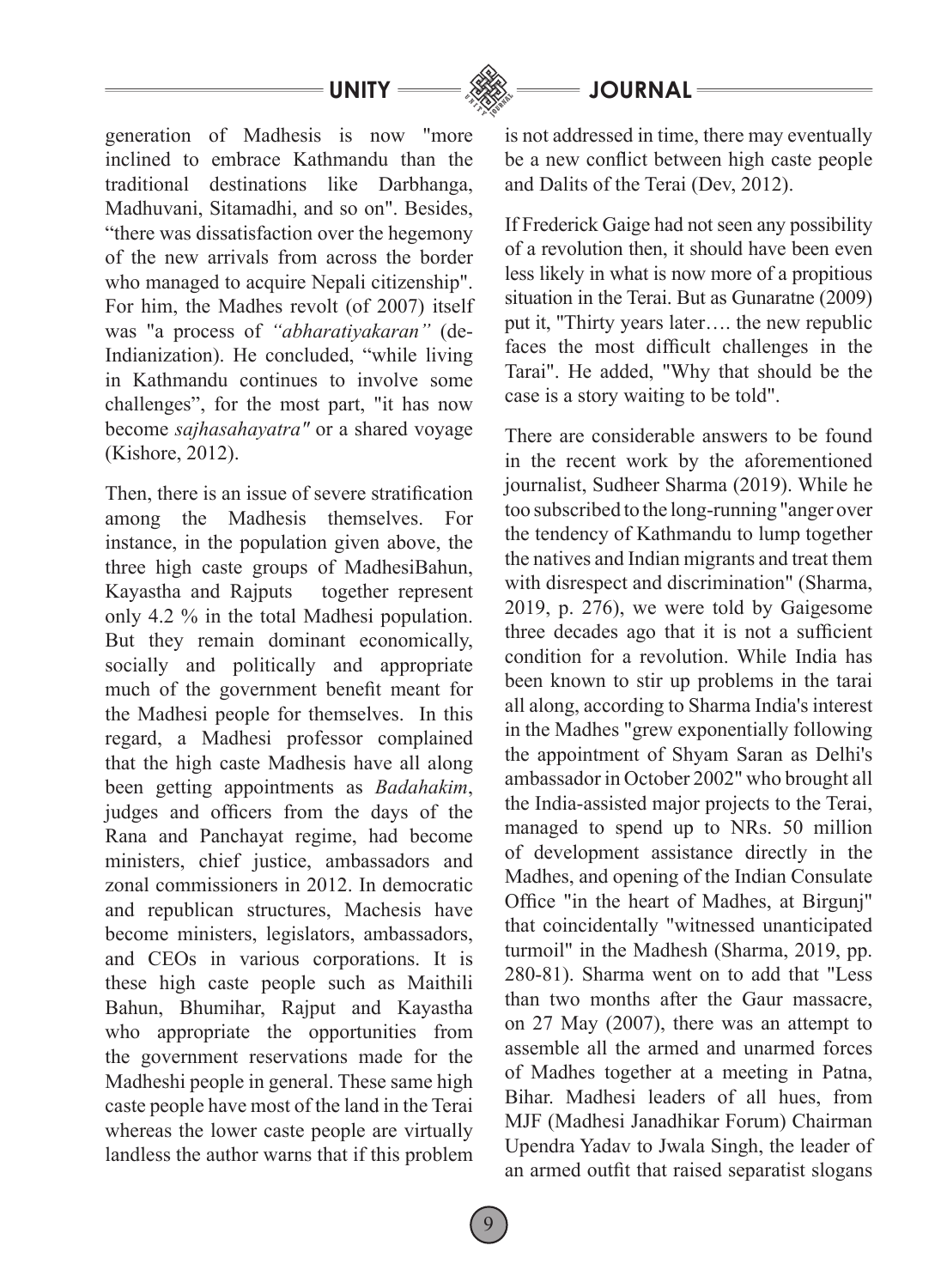generation of Madhesis is now "more inclined to embrace Kathmandu than the traditional destinations like Darbhanga, Madhuvani, Sitamadhi, and so on". Besides, "there was dissatisfaction over the hegemony of the new arrivals from across the border who managed to acquire Nepali citizenship". For him, the Madhes revolt (of 2007) itself was "a process of *"abharatiyakaran"* (de-Indianization). He concluded, "while living in Kathmandu continues to involve some challenges", for the most part, "it has now become *sajhasahayatra"* or a shared voyage (Kishore, 2012).

Then, there is an issue of severe stratification among the Madhesis themselves. For instance, in the population given above, the three high caste groups of MadhesiBahun, Kayastha and Rajputs together represent only 4.2 % in the total Madhesi population. But they remain dominant economically, socially and politically and appropriate much of the government benefit meant for the Madhesi people for themselves. In this regard, a Madhesi professor complained that the high caste Madhesis have all along been getting appointments as *Badahakim*, judges and officers from the days of the Rana and Panchayat regime, had become ministers, chief justice, ambassadors and zonal commissioners in 2012. In democratic and republican structures, Machesis have become ministers, legislators, ambassadors, and CEOs in various corporations. It is these high caste people such as Maithili Bahun, Bhumihar, Rajput and Kayastha who appropriate the opportunities from the government reservations made for the Madheshi people in general. These same high caste people have most of the land in the Terai whereas the lower caste people are virtually landless the author warns that if this problem is not addressed in time, there may eventually be a new conflict between high caste people and Dalits of the Terai (Dev, 2012).

If Frederick Gaige had not seen any possibility of a revolution then, it should have been even less likely in what is now more of a propitious situation in the Terai. But as Gunaratne (2009) put it, "Thirty years later…. the new republic faces the most difficult challenges in the Tarai". He added, "Why that should be the case is a story waiting to be told".

There are considerable answers to be found in the recent work by the aforementioned journalist, Sudheer Sharma (2019). While he too subscribed to the long-running "anger over the tendency of Kathmandu to lump together the natives and Indian migrants and treat them with disrespect and discrimination" (Sharma, 2019, p. 276), we were told by Gaigesome three decades ago that it is not a sufficient condition for a revolution. While India has been known to stir up problems in the tarai all along, according to Sharma India's interest in the Madhes "grew exponentially following the appointment of Shyam Saran as Delhi's ambassador in October 2002" who brought all the India-assisted major projects to the Terai, managed to spend up to NRs. 50 million of development assistance directly in the Madhes, and opening of the Indian Consulate Office "in the heart of Madhes, at Birgunj" that coincidentally "witnessed unanticipated turmoil" in the Madhesh (Sharma, 2019, pp. 280-81). Sharma went on to add that "Less than two months after the Gaur massacre, on 27 May (2007), there was an attempt to assemble all the armed and unarmed forces of Madhes together at a meeting in Patna, Bihar. Madhesi leaders of all hues, from MJF (Madhesi Janadhikar Forum) Chairman Upendra Yadav to Jwala Singh, the leader of an armed outfit that raised separatist slogans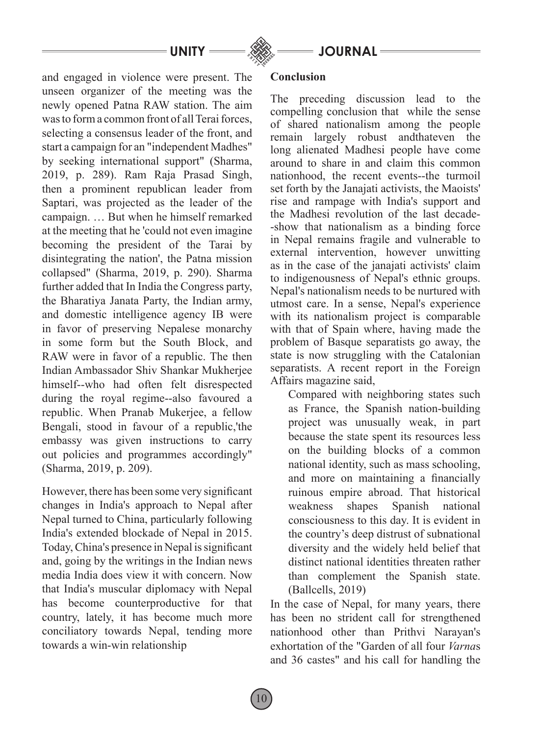and engaged in violence were present. The unseen organizer of the meeting was the newly opened Patna RAW station. The aim was to form a common front of all Terai forces, selecting a consensus leader of the front, and start a campaign for an "independent Madhes" by seeking international support" (Sharma, 2019, p. 289). Ram Raja Prasad Singh, then a prominent republican leader from Saptari, was projected as the leader of the campaign. … But when he himself remarked at the meeting that he 'could not even imagine becoming the president of the Tarai by disintegrating the nation', the Patna mission collapsed" (Sharma, 2019, p. 290). Sharma further added that In India the Congress party, the Bharatiya Janata Party, the Indian army, and domestic intelligence agency IB were in favor of preserving Nepalese monarchy in some form but the South Block, and RAW were in favor of a republic. The then Indian Ambassador Shiv Shankar Mukherjee himself--who had often felt disrespected during the royal regime--also favoured a republic. When Pranab Mukerjee, a fellow Bengali, stood in favour of a republic,'the embassy was given instructions to carry out policies and programmes accordingly" (Sharma, 2019, p. 209).

However, there has been some very significant changes in India's approach to Nepal after Nepal turned to China, particularly following India's extended blockade of Nepal in 2015. Today, China's presence in Nepal is significant and, going by the writings in the Indian news media India does view it with concern. Now that India's muscular diplomacy with Nepal has become counterproductive for that country, lately, it has become much more conciliatory towards Nepal, tending more towards a win-win relationship

## Conclusion

The preceding discussion lead to the compelling conclusion that while the sense of shared nationalism among the people remain largely robust andthateven the long alienated Madhesi people have come around to share in and claim this common nationhood, the recent events--the turmoil set forth by the Janajati activists, the Maoists' rise and rampage with India's support and the Madhesi revolution of the last decade--show that nationalism as a binding force in Nepal remains fragile and vulnerable to external intervention, however unwitting as in the case of the janajati activists' claim to indigenousness of Nepal's ethnic groups. Nepal's nationalism needs to be nurtured with utmost care. In a sense, Nepal's experience with its nationalism project is comparable with that of Spain where, having made the problem of Basque separatists go away, the state is now struggling with the Catalonian separatists. A recent report in the Foreign Affairs magazine said,

> Compared with neighboring states such as France, the Spanish nation-building project was unusually weak, in part because the state spent its resources less on the building blocks of a common national identity, such as mass schooling, and more on maintaining a financially ruinous empire abroad. That historical weakness shapes Spanish national consciousness to this day. It is evident in the country's deep distrust of subnational diversity and the widely held belief that distinct national identities threaten rather than complement the Spanish state. (Ballcells, 2019)

In the case of Nepal, for many years, there has been no strident call for strengthened nationhood other than Prithvi Narayan's exhortation of the "Garden of all four *Varna*s and 36 castes" and his call for handling the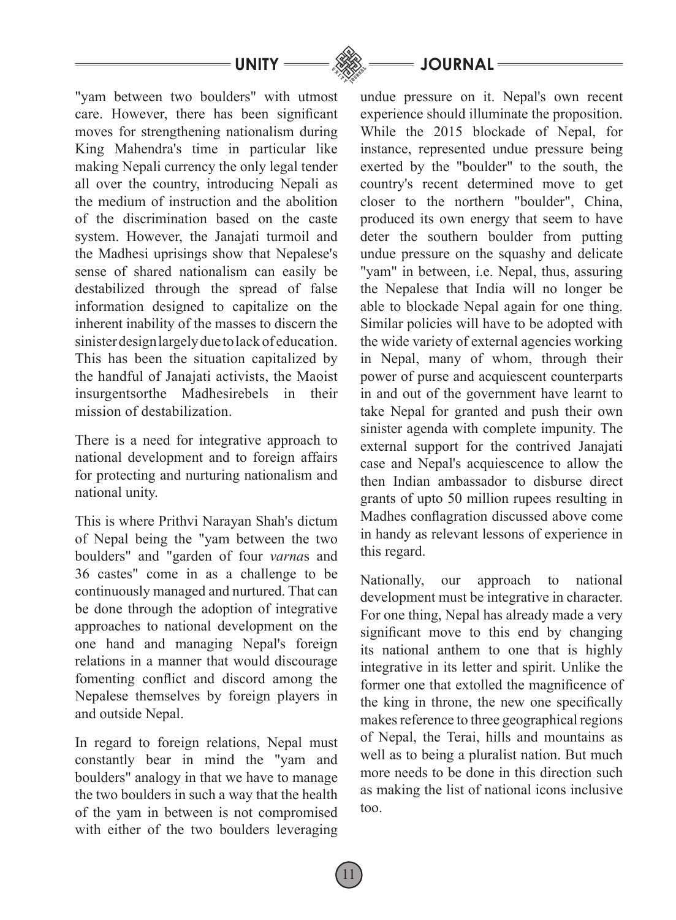"yam between two boulders" with utmost care. However, there has been significant moves for strengthening nationalism during King Mahendra's time in particular like making Nepali currency the only legal tender all over the country, introducing Nepali as the medium of instruction and the abolition of the discrimination based on the caste system. However, the Janajati turmoil and the Madhesi uprisings show that Nepalese's sense of shared nationalism can easily be destabilized through the spread of false information designed to capitalize on the inherent inability of the masses to discern the sinister design largely due to lack of education. This has been the situation capitalized by the handful of Janajati activists, the Maoist insurgentsorthe Madhesirebels in their mission of destabilization.

There is a need for integrative approach to national development and to foreign affairs for protecting and nurturing nationalism and national unity.

This is where Prithvi Narayan Shah's dictum of Nepal being the "yam between the two boulders" and "garden of four *varna*s and 36 castes" come in as a challenge to be continuously managed and nurtured. That can be done through the adoption of integrative approaches to national development on the one hand and managing Nepal's foreign relations in a manner that would discourage fomenting conflict and discord among the Nepalese themselves by foreign players in and outside Nepal.

In regard to foreign relations, Nepal must constantly bear in mind the "yam and boulders" analogy in that we have to manage the two boulders in such a way that the health of the yam in between is not compromised with either of the two boulders leveraging undue pressure on it. Nepal's own recent experience should illuminate the proposition. While the 2015 blockade of Nepal, for instance, represented undue pressure being exerted by the "boulder" to the south, the country's recent determined move to get closer to the northern "boulder", China, produced its own energy that seem to have deter the southern boulder from putting undue pressure on the squashy and delicate "yam" in between, i.e. Nepal, thus, assuring the Nepalese that India will no longer be able to blockade Nepal again for one thing. Similar policies will have to be adopted with the wide variety of external agencies working in Nepal, many of whom, through their power of purse and acquiescent counterparts in and out of the government have learnt to take Nepal for granted and push their own sinister agenda with complete impunity. The external support for the contrived Janajati case and Nepal's acquiescence to allow the then Indian ambassador to disburse direct grants of upto 50 million rupees resulting in Madhes conflagration discussed above come in handy as relevant lessons of experience in this regard.

Nationally, our approach to national development must be integrative in character. For one thing, Nepal has already made a very significant move to this end by changing its national anthem to one that is highly integrative in its letter and spirit. Unlike the former one that extolled the magnificence of the king in throne, the new one specifically makes reference to three geographical regions of Nepal, the Terai, hills and mountains as well as to being a pluralist nation. But much more needs to be done in this direction such as making the list of national icons inclusive too.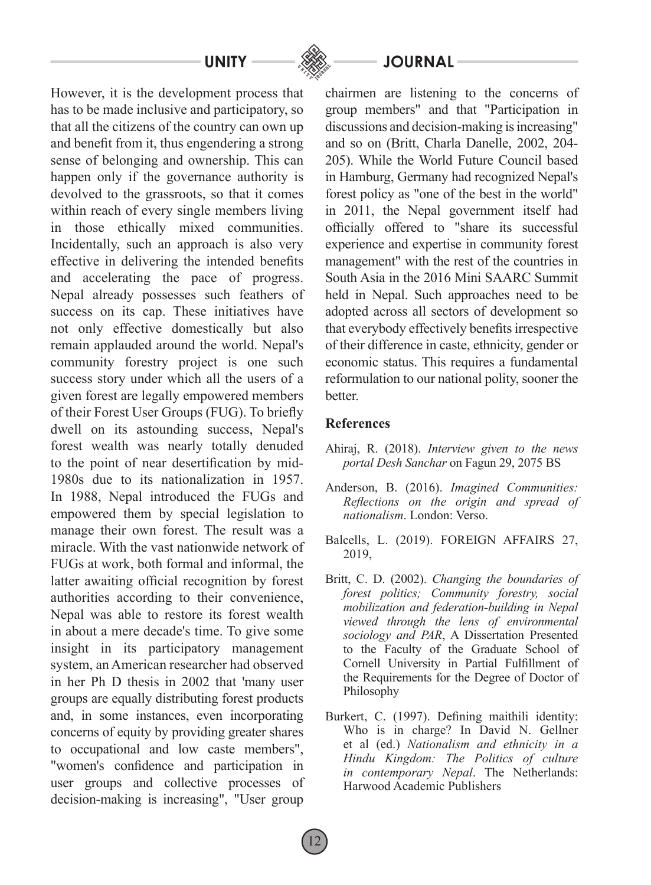However, it is the development process that has to be made inclusive and participatory, so that all the citizens of the country can own up and benefit from it, thus engendering a strong sense of belonging and ownership. This can happen only if the governance authority is devolved to the grassroots, so that it comes within reach of every single members living in those ethically mixed communities. Incidentally, such an approach is also very effective in delivering the intended benefits and accelerating the pace of progress. Nepal already possesses such feathers of success on its cap. These initiatives have not only effective domestically but also remain applauded around the world. Nepal's community forestry project is one such success story under which all the users of a given forest are legally empowered members of their Forest User Groups (FUG). To briefly dwell on its astounding success, Nepal's forest wealth was nearly totally denuded to the point of near desertification by mid-1980s due to its nationalization in 1957. In 1988, Nepal introduced the FUGs and empowered them by special legislation to manage their own forest. The result was a miracle. With the vast nationwide network of FUGs at work, both formal and informal, the latter awaiting official recognition by forest authorities according to their convenience, Nepal was able to restore its forest wealth in about a mere decade's time. To give some insight in its participatory management system, an American researcher had observed in her Ph D thesis in 2002 that 'many user groups are equally distributing forest products and, in some instances, even incorporating concerns of equity by providing greater shares to occupational and low caste members", "women's confidence and participation in user groups and collective processes of decision-making is increasing", "User group chairmen are listening to the concerns of group members" and that "Participation in discussions and decision-making is increasing" and so on (Britt, Charla Danelle, 2002, 204-205). While the World Future Council based in Hamburg, Germany had recognized Nepal's forest policy as "one of the best in the world" in 2011, the Nepal government itself had officially offered to "share its successful experience and expertise in community forest management" with the rest of the countries in South Asia in the 2016 Mini SAARC Summit held in Nepal. Such approaches need to be adopted across all sectors of development so that everybody effectively benefits irrespective of their difference in caste, ethnicity, gender or economic status. This requires a fundamental reformulation to our national polity, sooner the better.

## References

Ahiraj, R. (2018). *Interview given to the news portal Desh Sanchar* on Fagun 29, 2075 BS

Anderson, B. (2016). *Imagined Communities: Reflections on the origin and spread of nationalism*. London: Verso.

Balcells, L. (2019). FOREIGN AFFAIRS 27, 2019,

Britt, C. D. (2002). *Changing the boundaries of forest politics; Community forestry, social mobilization and federation-building in Nepal viewed through the lens of environmental sociology and PAR*, A Dissertation Presented to the Faculty of the Graduate School of Cornell University in Partial Fulfillment of the Requirements for the Degree of Doctor of Philosophy

Burkert, C. (1997). Defining maithili identity: Who is in charge? In David N. Gellner et al (ed.) *Nationalism and ethnicity in a Hindu Kingdom: The Politics of culture in contemporary Nepal*. The Netherlands: Harwood Academic Publishers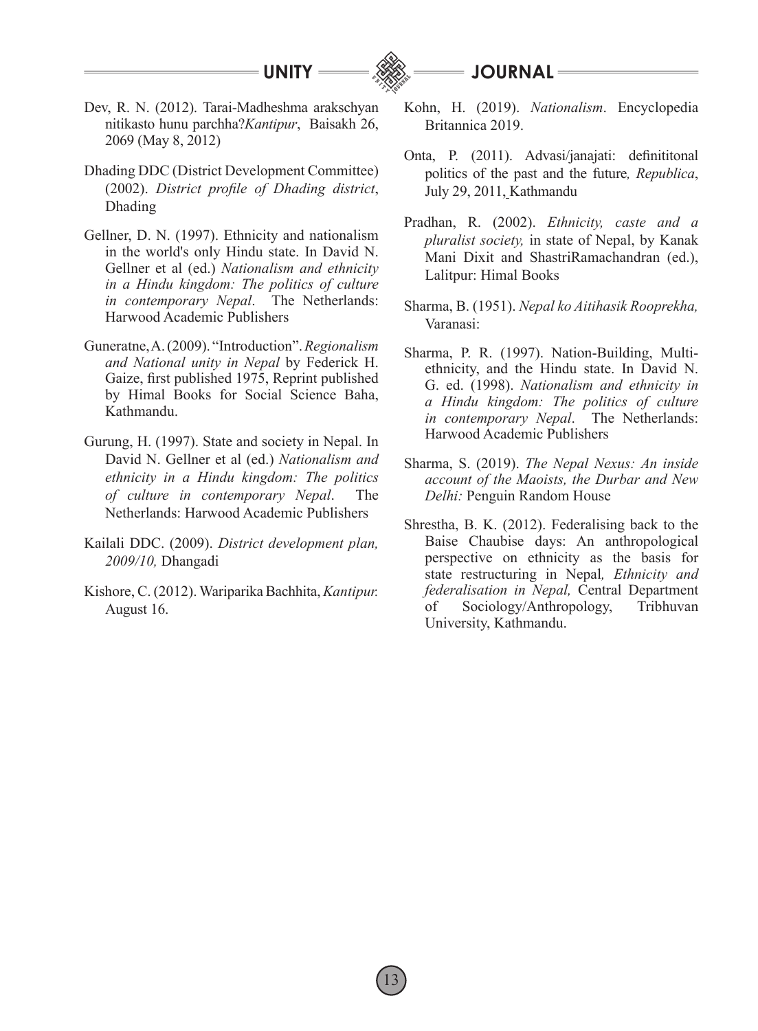Dev, R. N. (2012). Tarai-Madheshma arakschyan nitikasto hunu parchha?*Kantipur*, Baisakh 26, 2069 (May 8, 2012)

Dhading DDC (District Development Committee) (2002). *District profile of Dhading district*, Dhading

Gellner, D. N. (1997). Ethnicity and nationalism in the world's only Hindu state. In David N. Gellner et al (ed.) *Nationalism and ethnicity in a Hindu kingdom: The politics of culture in contemporary Nepal*. The Netherlands: Harwood Academic Publishers

Guneratne, A. (2009). "Introduction". *Regionalism and National unity in Nepal* by Federick H. Gaize, first published 1975, Reprint published by Himal Books for Social Science Baha, Kathmandu.

Gurung, H. (1997). State and society in Nepal. In David N. Gellner et al (ed.) *Nationalism and ethnicity in a Hindu kingdom: The politics of culture in contemporary Nepal*. The Netherlands: Harwood Academic Publishers

Kailali DDC. (2009). *District development plan, 2009/10,* Dhangadi

Kishore, C. (2012). Wariparika Bachhita, *Kantipur*. August 16.

Kohn, H. (2019). *Nationalism*. Encyclopedia Britannica 2019.

Onta, P. (2011). Advasi/janajati: definititonal politics of the past and the future*, Republica*, July 29, 2011, Kathmandu

Pradhan, R. (2002). *Ethnicity, caste and a pluralist society,* in state of Nepal, by Kanak Mani Dixit and ShastriRamachandran (ed.), Lalitpur: Himal Books

Sharma, B. (1951). *Nepal ko Aitihasik Rooprekha,* Varanasi:

Sharma, P. R. (1997). Nation-Building, Multi-ethnicity, and the Hindu state. In David N. G. ed. (1998). *Nationalism and ethnicity in a Hindu kingdom: The politics of culture in contemporary Nepal*. The Netherlands: Harwood Academic Publishers

Sharma, S. (2019). *The Nepal Nexus: An inside account of the Maoists, the Durbar and New Delhi:* Penguin Random House

Shrestha, B. K. (2012). Federalising back to the Baise Chaubise days: An anthropological perspective on ethnicity as the basis for state restructuring in Nepal*, Ethnicity and federalisation in Nepal,* Central Department of Sociology/Anthropology, Tribhuvan University, Kathmandu.